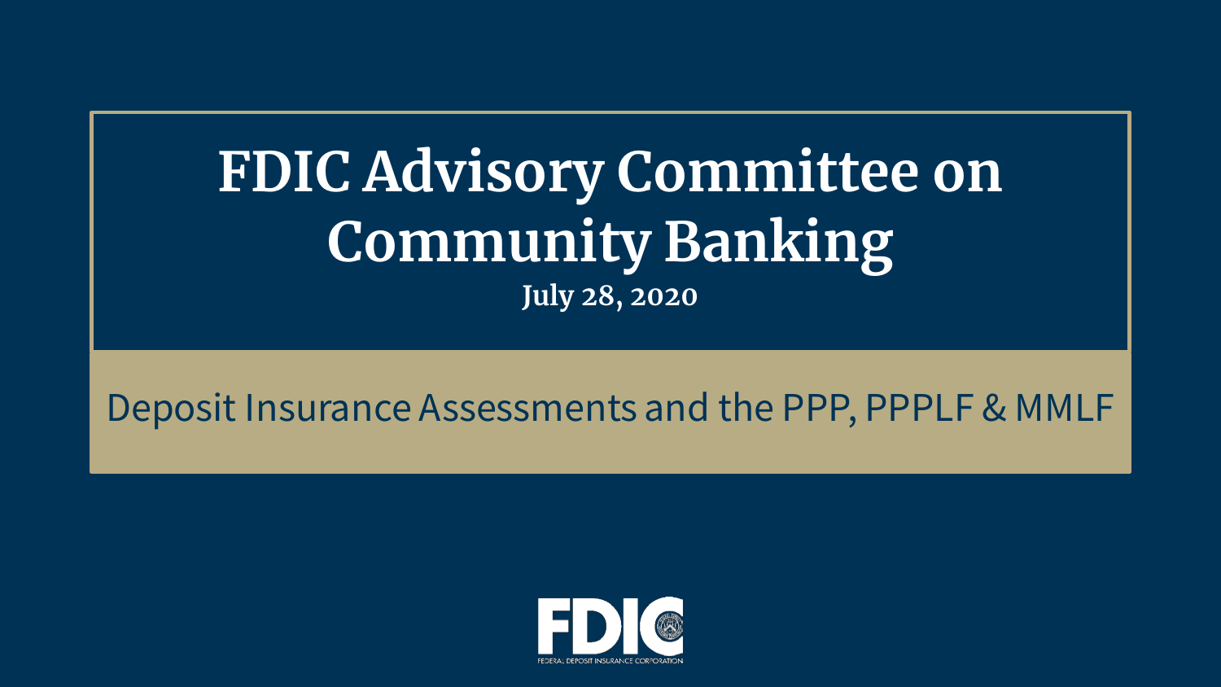# FDIC Advisory Committee on Community Banking

**July 28, 2020**

## Deposit Insurance Assessments and the PPP, PPPLF & MMLF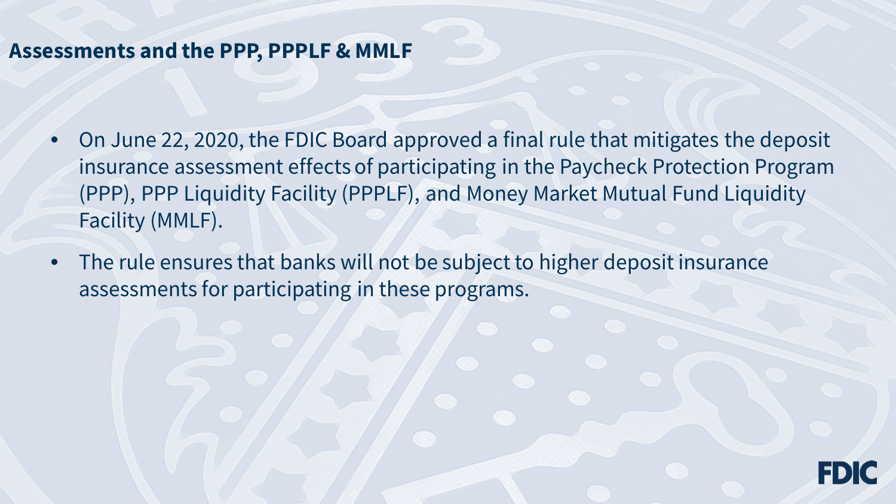## Assessments and the PPP, PPPLF & MMLF

- On June 22, 2020, the FDIC Board approved a final rule that mitigates the deposit insurance assessment effects of participating in the Paycheck Protection Program (PPP), PPP Liquidity Facility (PPPLF), and Money Market Mutual Fund Liquidity Facility (MMLF).
- The rule ensures that banks will not be subject to higher deposit insurance assessments for participating in these programs.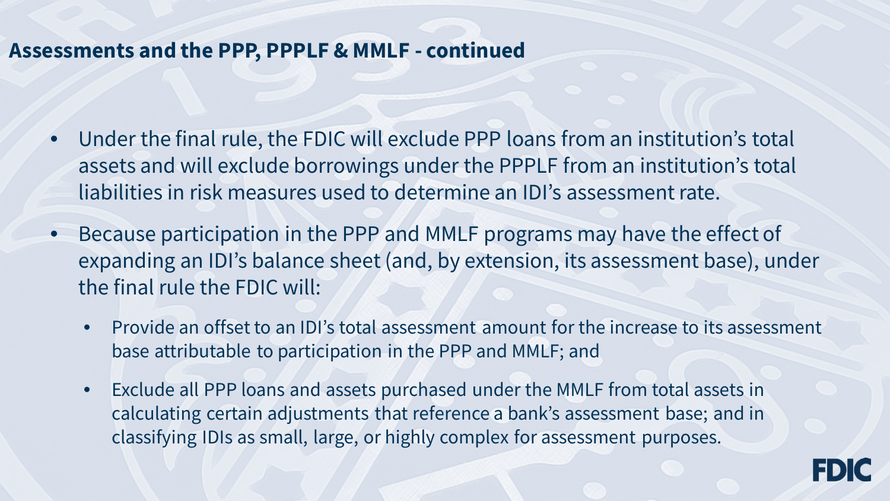## Assessments and the PPP, PPPLF & MMLF - continued

- Under the final rule, the FDIC will exclude PPP loans from an institution's total assets and will exclude borrowings under the PPPLF from an institution's total liabilities in risk measures used to determine an IDI's assessment rate.
- Because participation in the PPP and MMLF programs may have the effect of expanding an IDI's balance sheet (and, by extension, its assessment base), under the final rule the FDIC will:
  - Provide an offset to an IDI's total assessment amount for the increase to its assessment base attributable to participation in the PPP and MMLF; and
  - Exclude all PPP loans and assets purchased under the MMLF from total assets in calculating certain adjustments that reference a bank's assessment base; and in classifying IDIs as small, large, or highly complex for assessment purposes.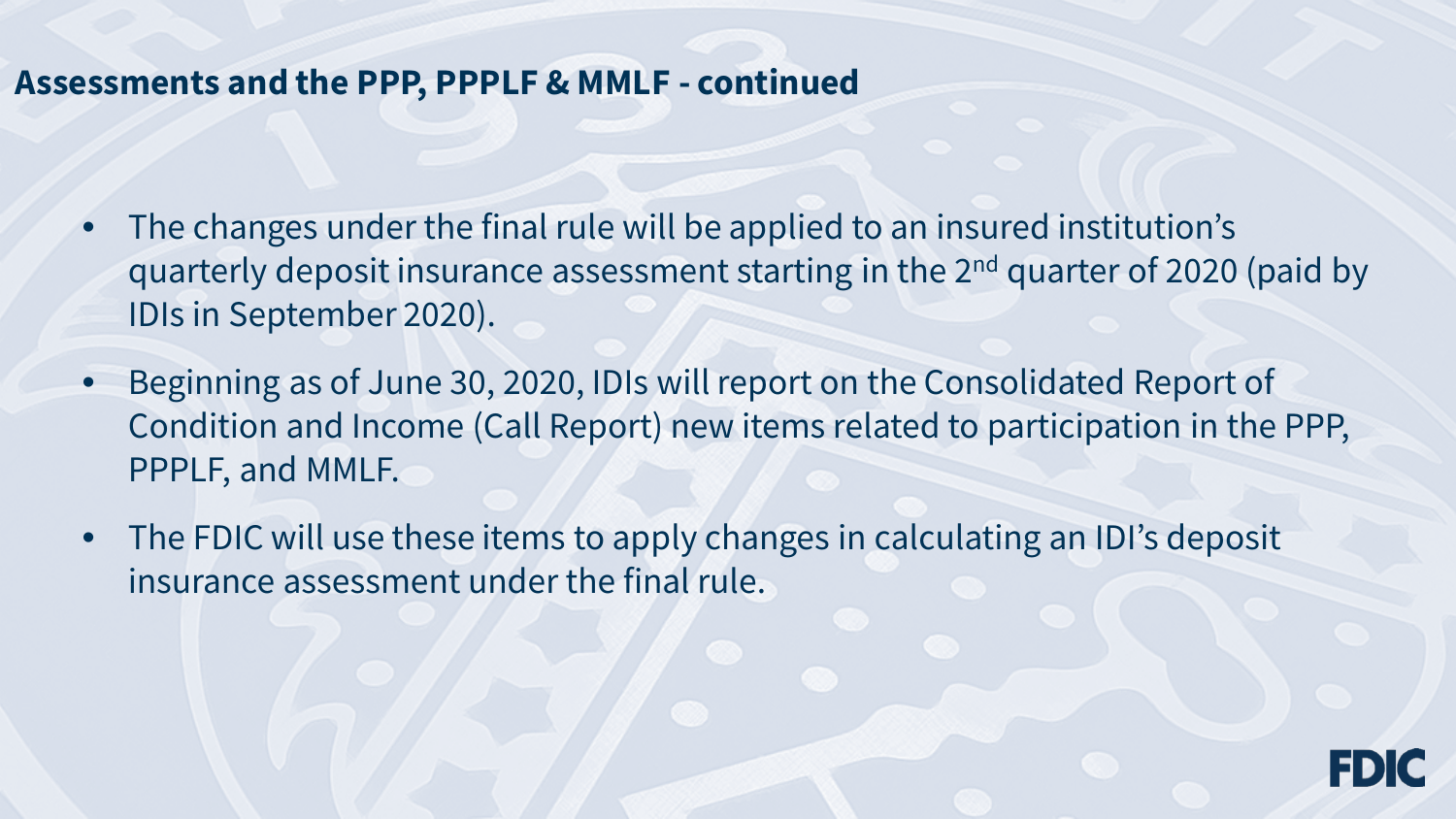## Assessments and the PPP, PPPLF & MMLF - continued

- The changes under the final rule will be applied to an insured institution's quarterly deposit insurance assessment starting in the 2nd quarter of 2020 (paid by IDIs in September 2020).
- Beginning as of June 30, 2020, IDIs will report on the Consolidated Report of Condition and Income (Call Report) new items related to participation in the PPP, PPPLF, and MMLF.
- The FDIC will use these items to apply changes in calculating an IDI's deposit insurance assessment under the final rule.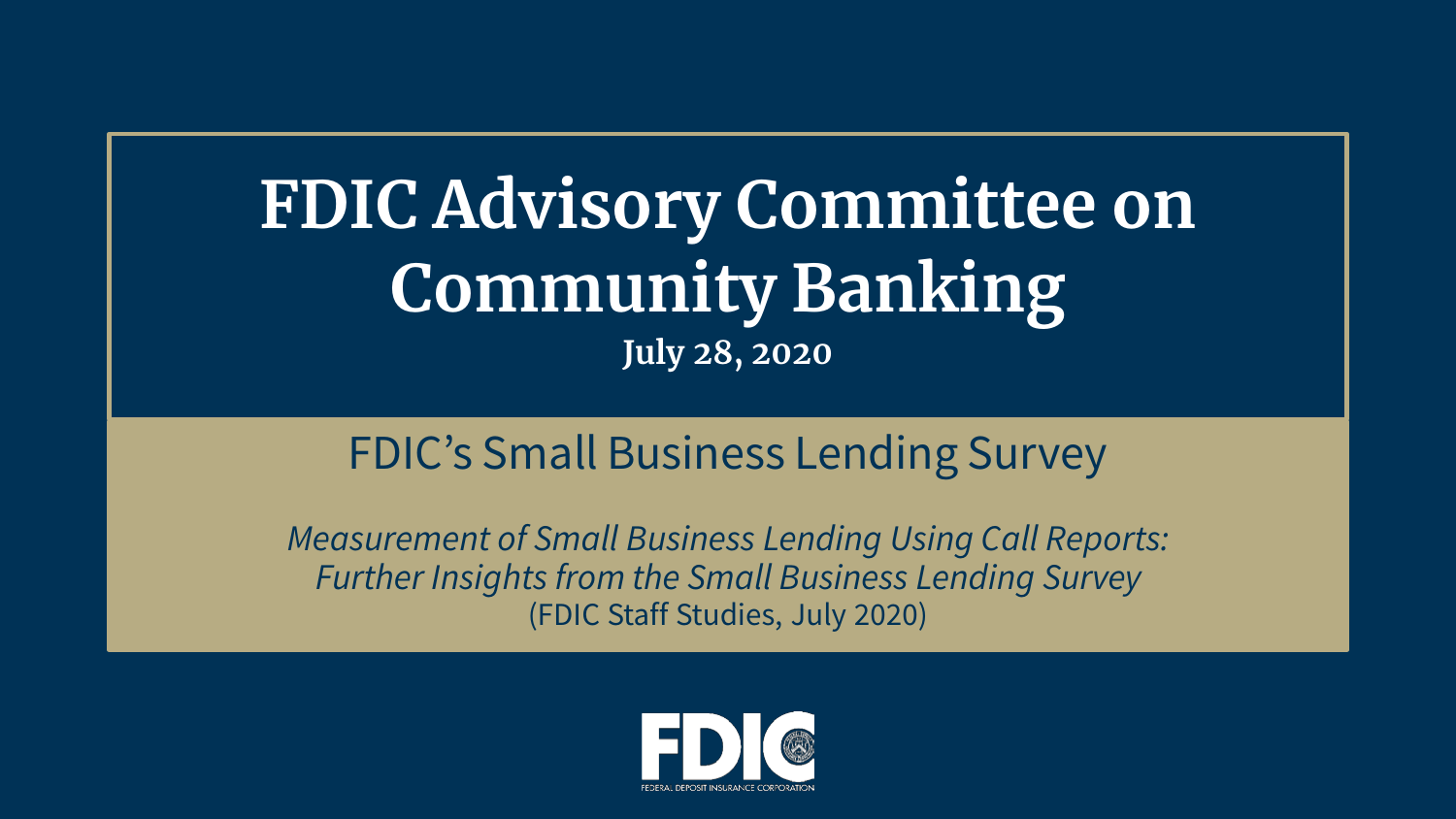# FDIC Advisory Committee on Community Banking

**July 28, 2020**

## FDIC's Small Business Lending Survey

*Measurement of Small Business Lending Using Call Reports: Further Insights from the Small Business Lending Survey*
(FDIC Staff Studies, July 2020)

FDIC
FEDERAL DEPOSIT INSURANCE CORPORATION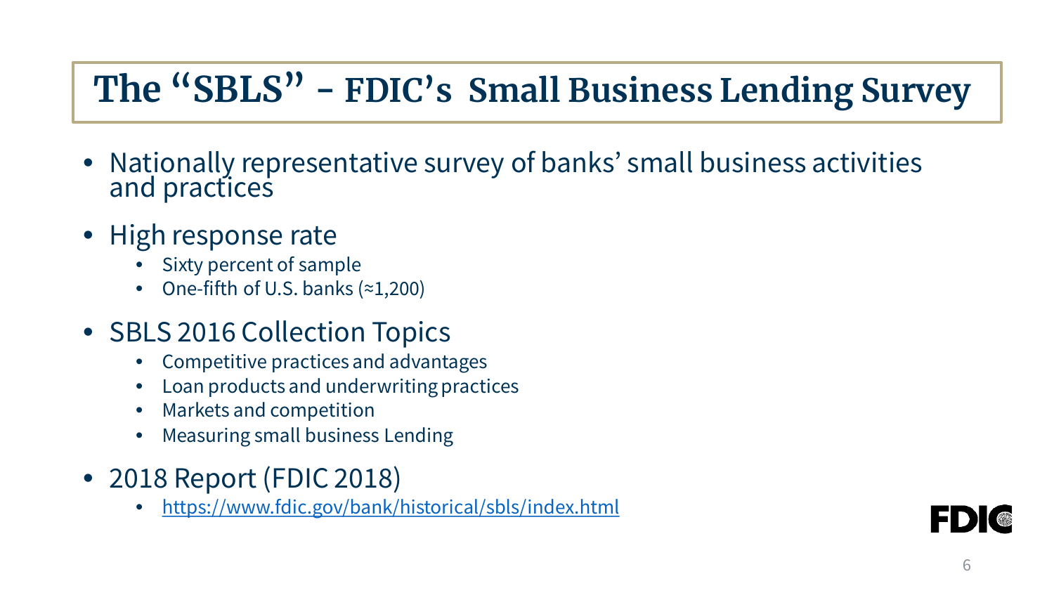# The "SBLS" - FDIC's Small Business Lending Survey

- Nationally representative survey of banks' small business activities and practices
- High response rate
  - Sixty percent of sample
  - One-fifth of U.S. banks (≈1,200)
- SBLS 2016 Collection Topics
  - Competitive practices and advantages
  - Loan products and underwriting practices
  - Markets and competition
  - Measuring small business Lending
- 2018 Report (FDIC 2018)
  - https://www.fdic.gov/bank/historical/sbls/index.html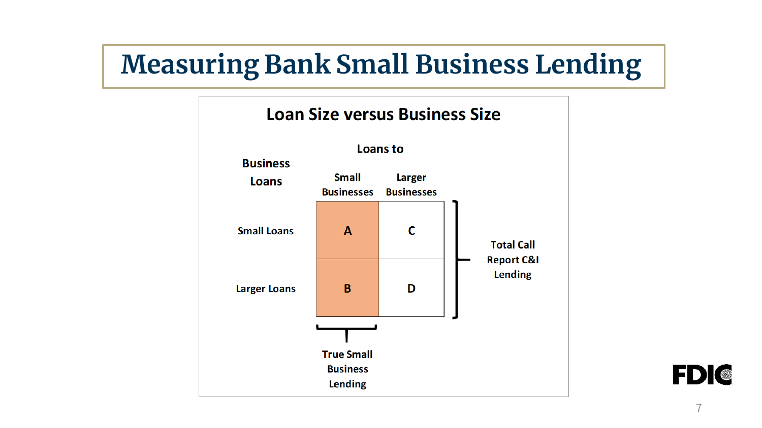# Measuring Bank Small Business Lending

## Loan Size versus Business Size

| Business Loans | Loans to Small Businesses | Loans to Larger Businesses |
|---|---|---|
| Small Loans | A | C |
| Larger Loans | B | D |

Total Call Report C&I Lending (A + B + C + D)

True Small Business Lending (A + B)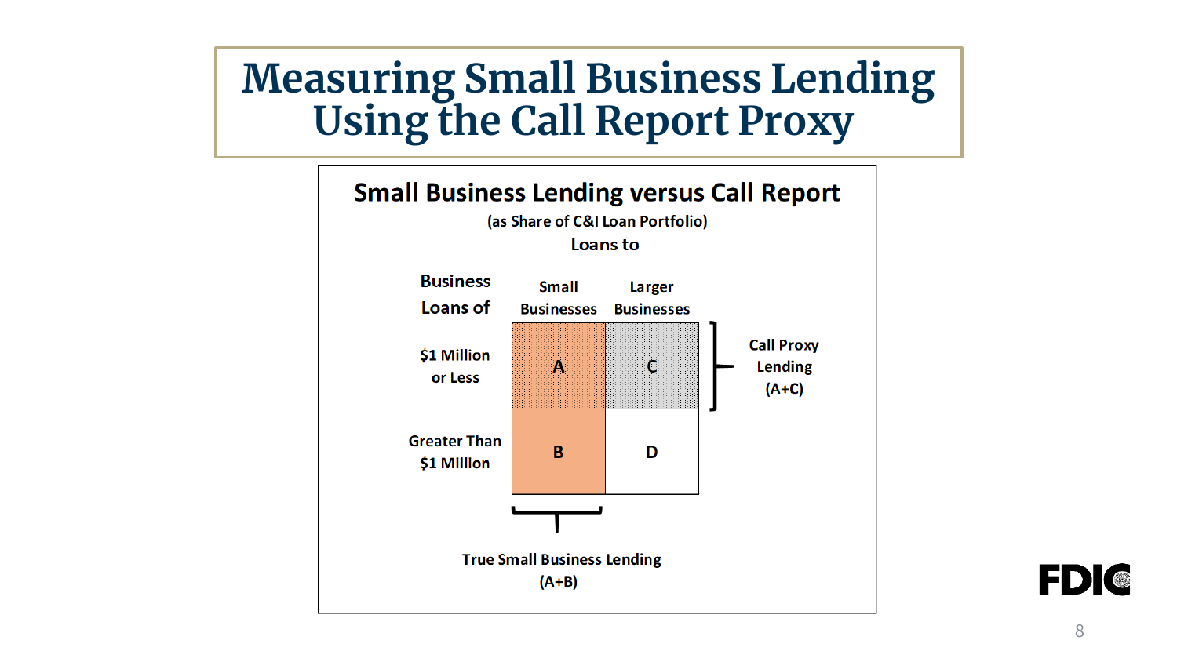# Measuring Small Business Lending Using the Call Report Proxy

## Small Business Lending versus Call Report

(as Share of C&I Loan Portfolio)

| Business Loans of | Loans to Small Businesses | Loans to Larger Businesses | |
|---|---|---|---|
| $1 Million or Less | A | C | Call Proxy Lending (A+C) |
| Greater Than $1 Million | B | D | |
| | True Small Business Lending (A+B) | | |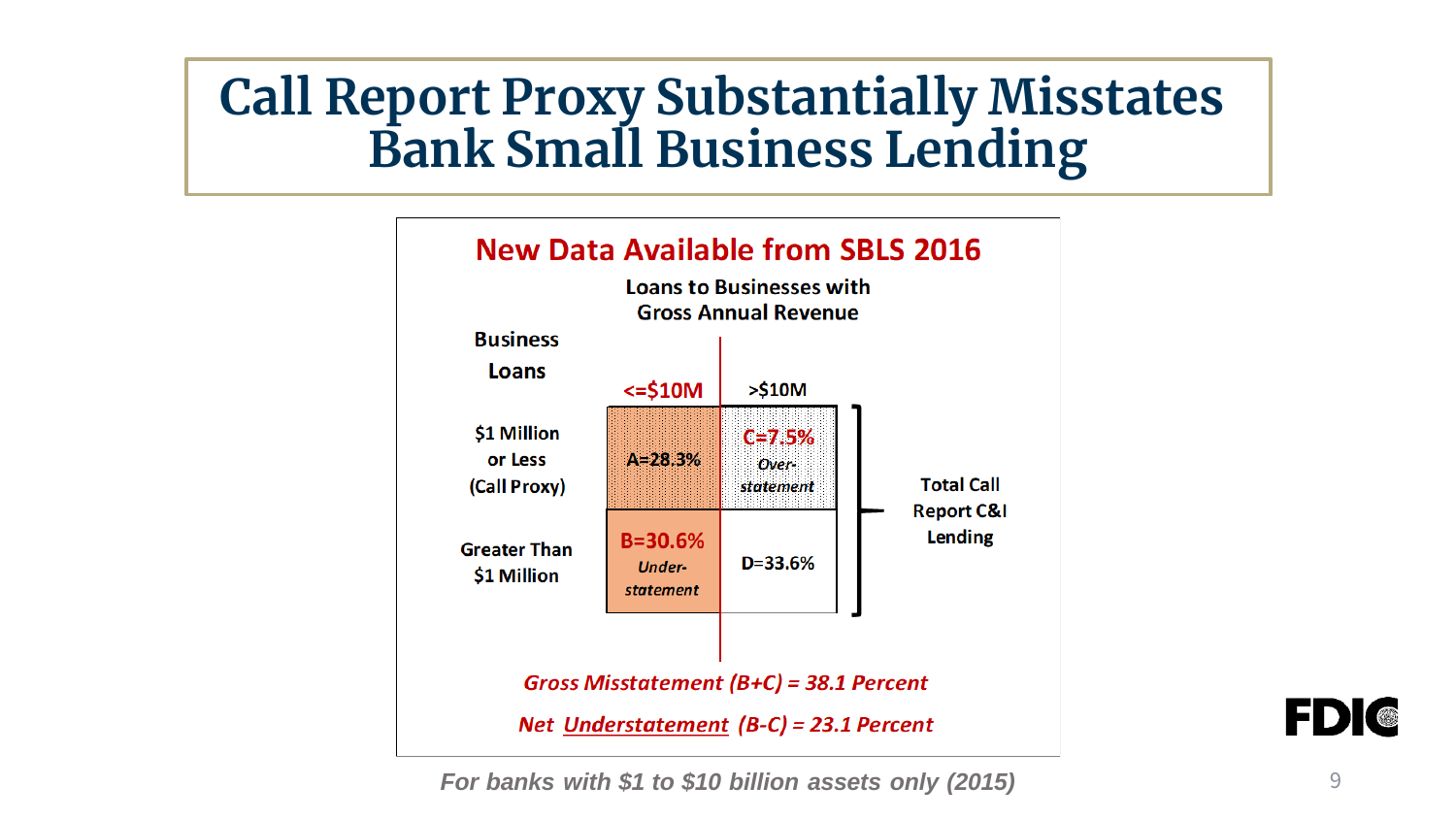# Call Report Proxy Substantially Misstates Bank Small Business Lending

## New Data Available from SBLS 2016

Loans to Businesses with Gross Annual Revenue

| Business Loans | <=$10M | >$10M | |
|---|---|---|---|
| $1 Million or Less (Call Proxy) | A=28.3% | C=7.5% *Over-statement* | Total Call Report C&I Lending |
| Greater Than $1 Million | B=30.6% *Under-statement* | D=33.6% | |

*Gross Misstatement (B+C) = 38.1 Percent*

*Net Understatement (B-C) = 23.1 Percent*

*For banks with $1 to $10 billion assets only (2015)*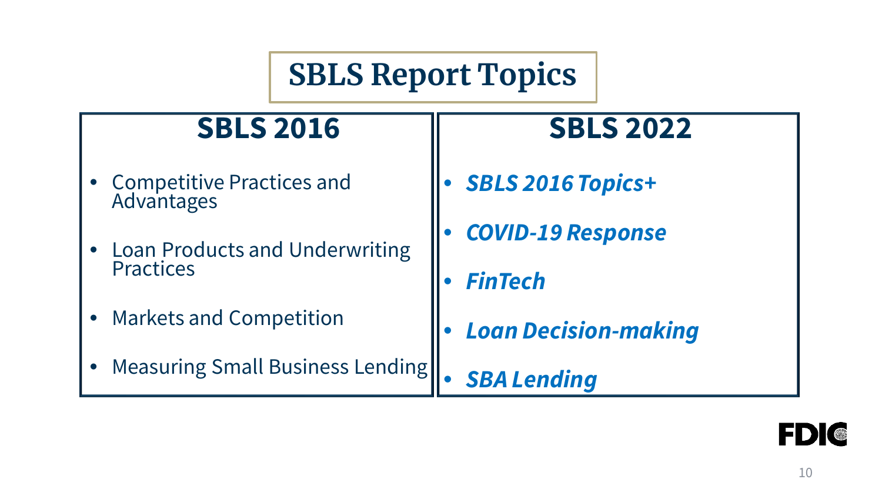# SBLS Report Topics

## SBLS 2016

- Competitive Practices and Advantages
- Loan Products and Underwriting Practices
- Markets and Competition
- Measuring Small Business Lending

## SBLS 2022

- ***SBLS 2016 Topics+***
- ***COVID-19 Response***
- ***FinTech***
- ***Loan Decision-making***
- ***SBA Lending***

FDIC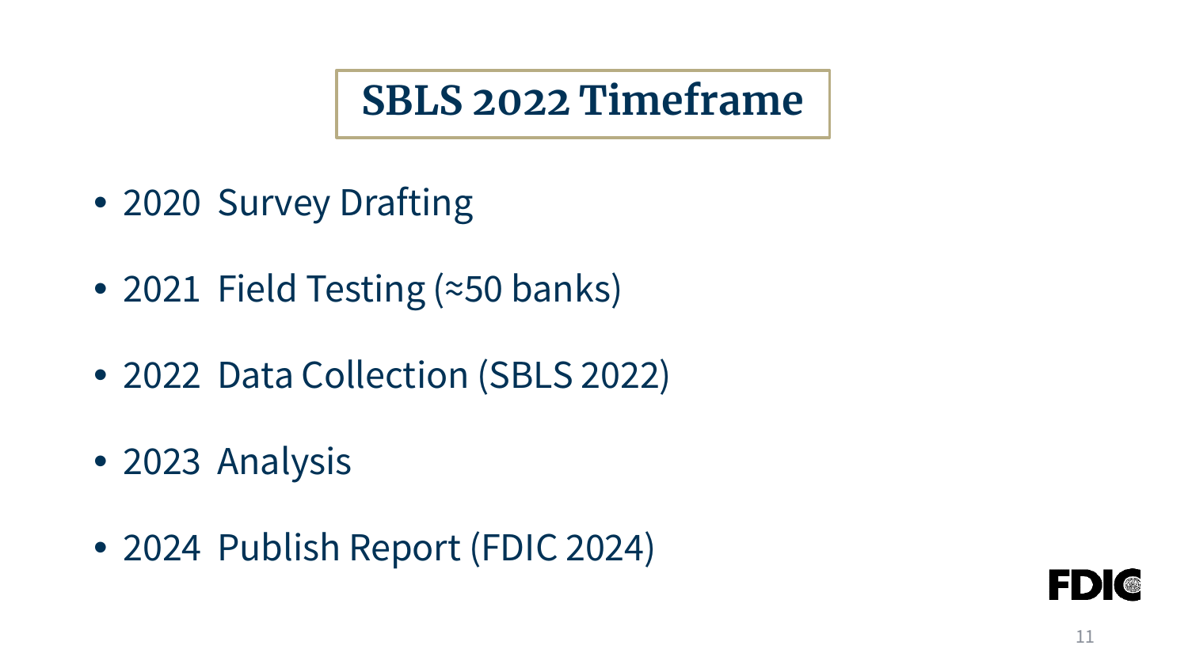# SBLS 2022 Timeframe

- 2020 Survey Drafting
- 2021 Field Testing (≈50 banks)
- 2022 Data Collection (SBLS 2022)
- 2023 Analysis
- 2024 Publish Report (FDIC 2024)